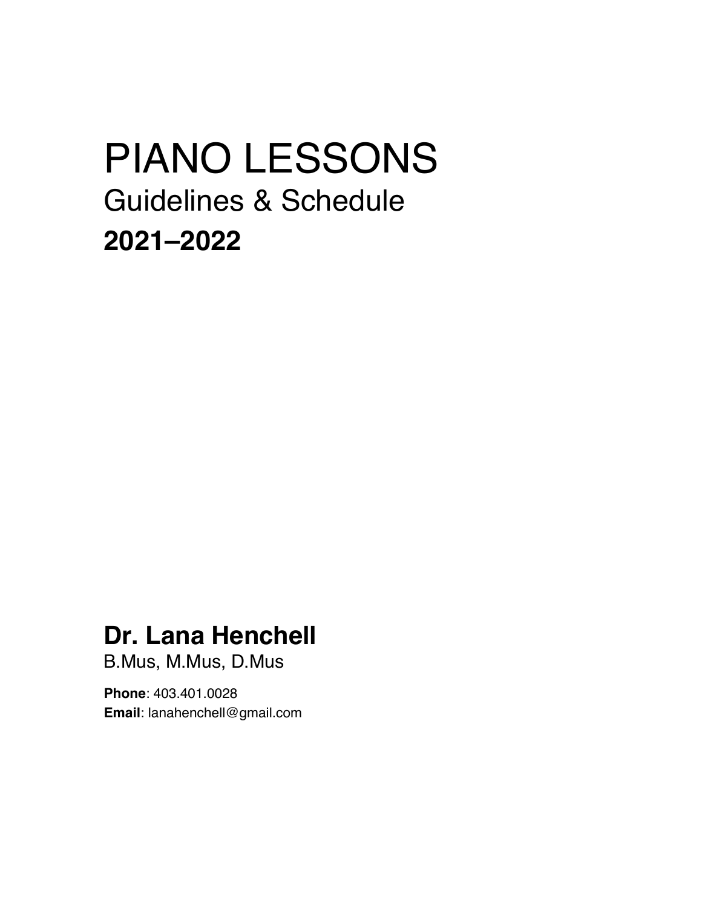# PIANO LESSONS

## Guidelines & Schedule

**2021–2022**

**Dr. Lana Henchell**

B.Mus, M.Mus, D.Mus

**Phone**: 403.401.0028
**Email**: lanahenchell@gmail.com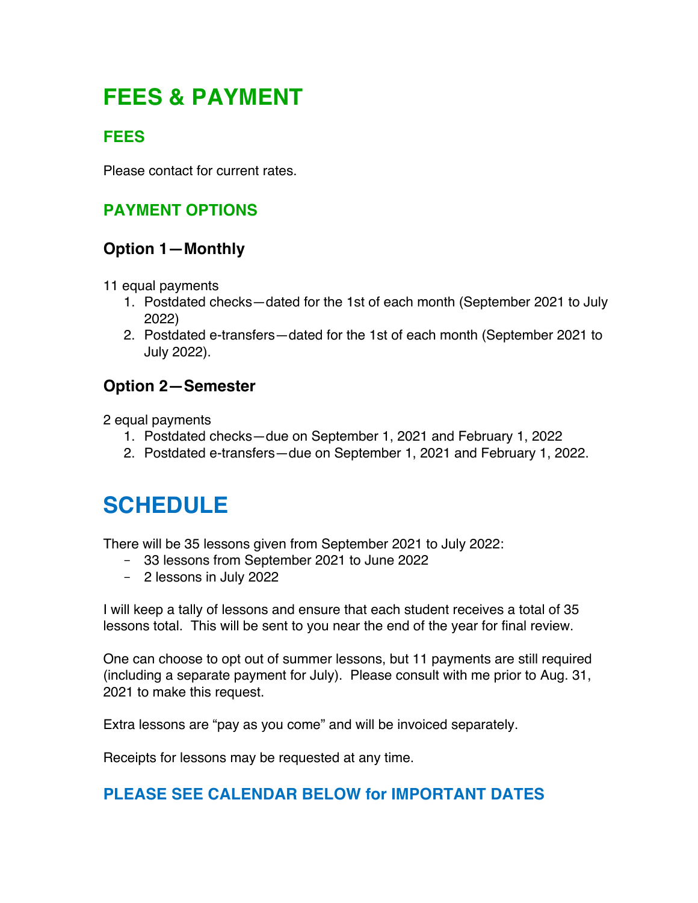# FEES & PAYMENT

## FEES

Please contact for current rates.

## PAYMENT OPTIONS

### Option 1—Monthly

11 equal payments

1. Postdated checks—dated for the 1st of each month (September 2021 to July 2022)
2. Postdated e-transfers—dated for the 1st of each month (September 2021 to July 2022).

### Option 2—Semester

2 equal payments

1. Postdated checks—due on September 1, 2021 and February 1, 2022
2. Postdated e-transfers—due on September 1, 2021 and February 1, 2022.

# SCHEDULE

There will be 35 lessons given from September 2021 to July 2022:

- 33 lessons from September 2021 to June 2022
- 2 lessons in July 2022

I will keep a tally of lessons and ensure that each student receives a total of 35 lessons total. This will be sent to you near the end of the year for final review.

One can choose to opt out of summer lessons, but 11 payments are still required (including a separate payment for July). Please consult with me prior to Aug. 31, 2021 to make this request.

Extra lessons are "pay as you come" and will be invoiced separately.

Receipts for lessons may be requested at any time.

## PLEASE SEE CALENDAR BELOW for IMPORTANT DATES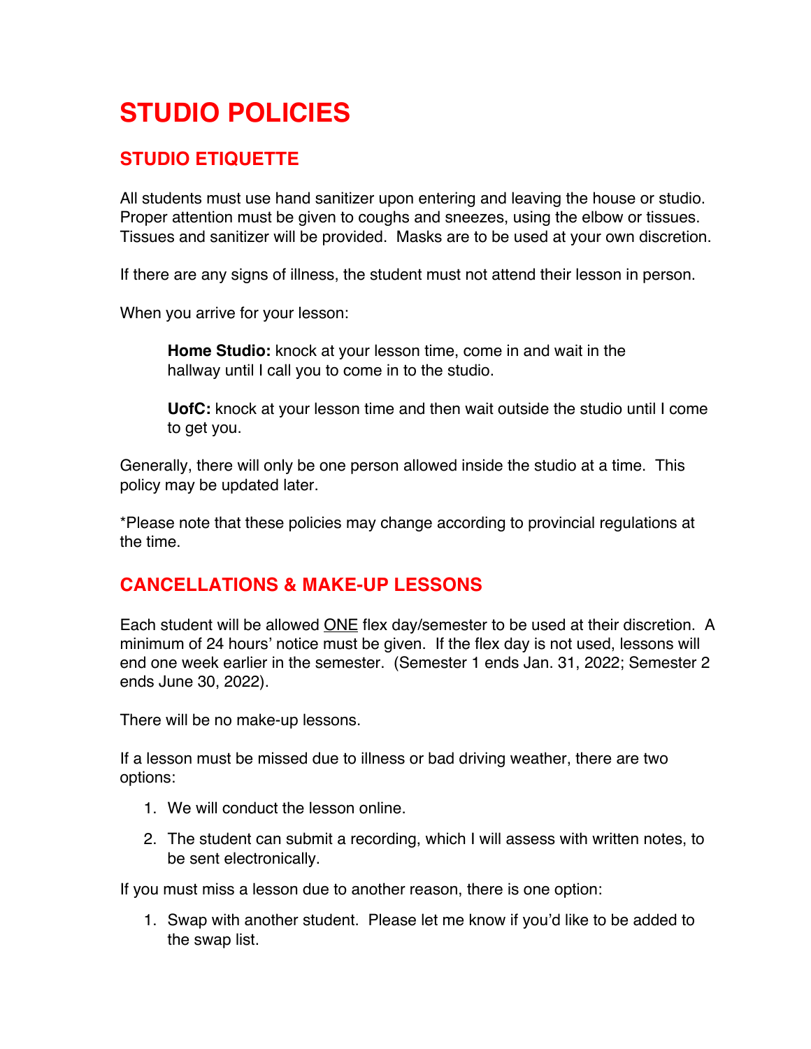# STUDIO POLICIES

## STUDIO ETIQUETTE

All students must use hand sanitizer upon entering and leaving the house or studio. Proper attention must be given to coughs and sneezes, using the elbow or tissues. Tissues and sanitizer will be provided. Masks are to be used at your own discretion.

If there are any signs of illness, the student must not attend their lesson in person.

When you arrive for your lesson:

> **Home Studio:** knock at your lesson time, come in and wait in the hallway until I call you to come in to the studio.
>
> **UofC:** knock at your lesson time and then wait outside the studio until I come to get you.

Generally, there will only be one person allowed inside the studio at a time. This policy may be updated later.

*Please note that these policies may change according to provincial regulations at the time.

## CANCELLATIONS & MAKE-UP LESSONS

Each student will be allowed <u>ONE</u> flex day/semester to be used at their discretion. A minimum of 24 hours' notice must be given. If the flex day is not used, lessons will end one week earlier in the semester. (Semester 1 ends Jan. 31, 2022; Semester 2 ends June 30, 2022).

There will be no make-up lessons.

If a lesson must be missed due to illness or bad driving weather, there are two options:

1. We will conduct the lesson online.
2. The student can submit a recording, which I will assess with written notes, to be sent electronically.

If you must miss a lesson due to another reason, there is one option:

1. Swap with another student. Please let me know if you'd like to be added to the swap list.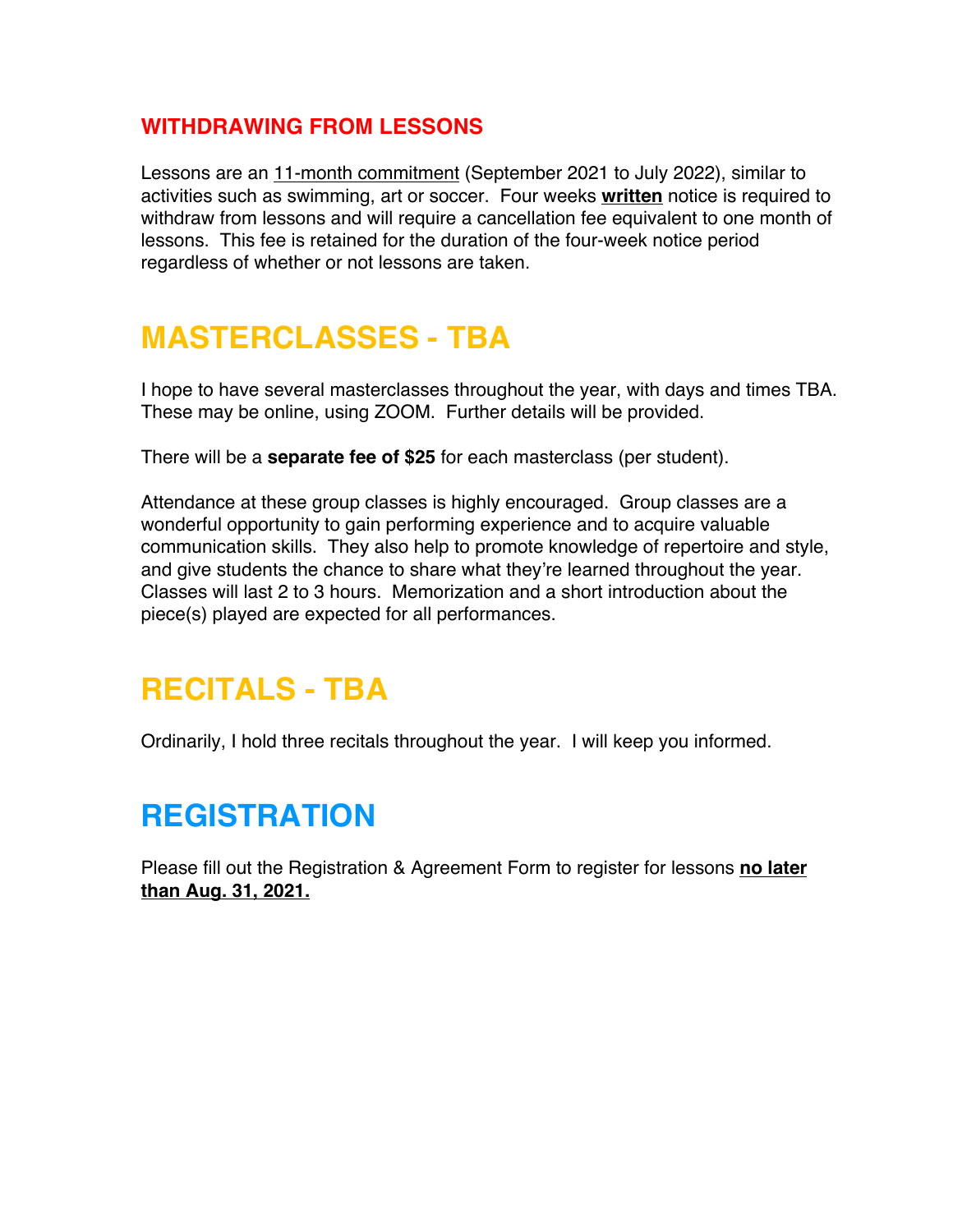### WITHDRAWING FROM LESSONS

Lessons are an 11-month commitment (September 2021 to July 2022), similar to activities such as swimming, art or soccer. Four weeks **written** notice is required to withdraw from lessons and will require a cancellation fee equivalent to one month of lessons. This fee is retained for the duration of the four-week notice period regardless of whether or not lessons are taken.

## MASTERCLASSES - TBA

I hope to have several masterclasses throughout the year, with days and times TBA. These may be online, using ZOOM. Further details will be provided.

There will be a **separate fee of $25** for each masterclass (per student).

Attendance at these group classes is highly encouraged. Group classes are a wonderful opportunity to gain performing experience and to acquire valuable communication skills. They also help to promote knowledge of repertoire and style, and give students the chance to share what they're learned throughout the year. Classes will last 2 to 3 hours. Memorization and a short introduction about the piece(s) played are expected for all performances.

## RECITALS - TBA

Ordinarily, I hold three recitals throughout the year. I will keep you informed.

## REGISTRATION

Please fill out the Registration & Agreement Form to register for lessons **no later than Aug. 31, 2021.**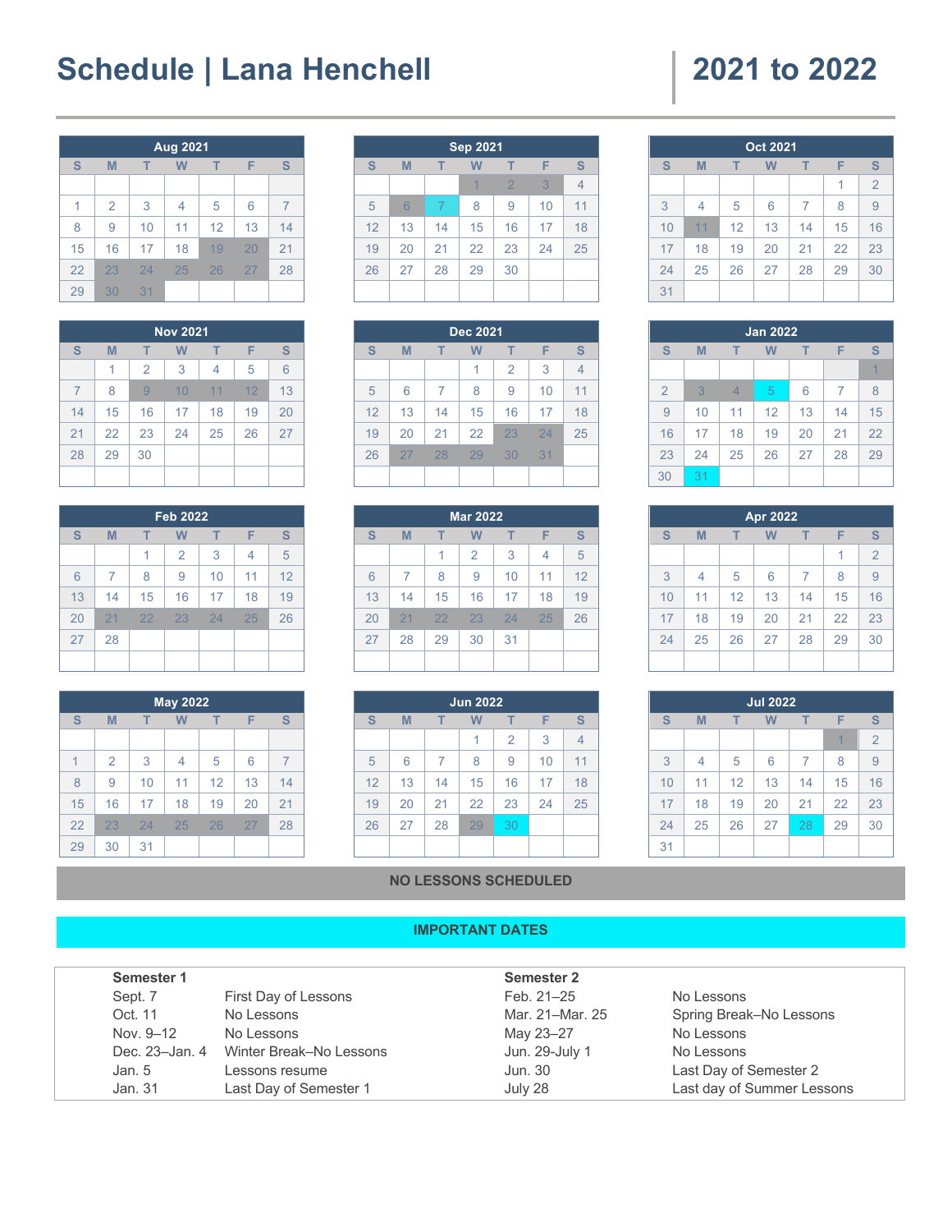# Schedule | Lana Henchell

# 2021 to 2022

| Aug 2021 | | | | | | |
|---|---|---|---|---|---|---|
| S | M | T | W | T | F | S |
| | | | | | | |
| 1 | 2 | 3 | 4 | 5 | 6 | 7 |
| 8 | 9 | 10 | 11 | 12 | 13 | 14 |
| 15 | 16 | 17 | 18 | 19 | 20 | 21 |
| 22 | 23 | 24 | 25 | 26 | 27 | 28 |
| 29 | 30 | 31 | | | | |

| Sep 2021 | | | | | | |
|---|---|---|---|---|---|---|
| S | M | T | W | T | F | S |
| | | | 1 | 2 | 3 | 4 |
| 5 | 6 | 7 | 8 | 9 | 10 | 11 |
| 12 | 13 | 14 | 15 | 16 | 17 | 18 |
| 19 | 20 | 21 | 22 | 23 | 24 | 25 |
| 26 | 27 | 28 | 29 | 30 | | |

| Oct 2021 | | | | | | |
|---|---|---|---|---|---|---|
| S | M | T | W | T | F | S |
| | | | | | 1 | 2 |
| 3 | 4 | 5 | 6 | 7 | 8 | 9 |
| 10 | 11 | 12 | 13 | 14 | 15 | 16 |
| 17 | 18 | 19 | 20 | 21 | 22 | 23 |
| 24 | 25 | 26 | 27 | 28 | 29 | 30 |
| 31 | | | | | | |

| Nov 2021 | | | | | | |
|---|---|---|---|---|---|---|
| S | M | T | W | T | F | S |
| | 1 | 2 | 3 | 4 | 5 | 6 |
| 7 | 8 | 9 | 10 | 11 | 12 | 13 |
| 14 | 15 | 16 | 17 | 18 | 19 | 20 |
| 21 | 22 | 23 | 24 | 25 | 26 | 27 |
| 28 | 29 | 30 | | | | |

| Dec 2021 | | | | | | |
|---|---|---|---|---|---|---|
| S | M | T | W | T | F | S |
| | | | 1 | 2 | 3 | 4 |
| 5 | 6 | 7 | 8 | 9 | 10 | 11 |
| 12 | 13 | 14 | 15 | 16 | 17 | 18 |
| 19 | 20 | 21 | 22 | 23 | 24 | 25 |
| 26 | 27 | 28 | 29 | 30 | 31 | |

| Jan 2022 | | | | | | |
|---|---|---|---|---|---|---|
| S | M | T | W | T | F | S |
| | | | | | | 1 |
| 2 | 3 | 4 | 5 | 6 | 7 | 8 |
| 9 | 10 | 11 | 12 | 13 | 14 | 15 |
| 16 | 17 | 18 | 19 | 20 | 21 | 22 |
| 23 | 24 | 25 | 26 | 27 | 28 | 29 |
| 30 | 31 | | | | | |

| Feb 2022 | | | | | | |
|---|---|---|---|---|---|---|
| S | M | T | W | T | F | S |
| | | 1 | 2 | 3 | 4 | 5 |
| 6 | 7 | 8 | 9 | 10 | 11 | 12 |
| 13 | 14 | 15 | 16 | 17 | 18 | 19 |
| 20 | 21 | 22 | 23 | 24 | 25 | 26 |
| 27 | 28 | | | | | |

| Mar 2022 | | | | | | |
|---|---|---|---|---|---|---|
| S | M | T | W | T | F | S |
| | | 1 | 2 | 3 | 4 | 5 |
| 6 | 7 | 8 | 9 | 10 | 11 | 12 |
| 13 | 14 | 15 | 16 | 17 | 18 | 19 |
| 20 | 21 | 22 | 23 | 24 | 25 | 26 |
| 27 | 28 | 29 | 30 | 31 | | |

| Apr 2022 | | | | | | |
|---|---|---|---|---|---|---|
| S | M | T | W | T | F | S |
| | | | | | 1 | 2 |
| 3 | 4 | 5 | 6 | 7 | 8 | 9 |
| 10 | 11 | 12 | 13 | 14 | 15 | 16 |
| 17 | 18 | 19 | 20 | 21 | 22 | 23 |
| 24 | 25 | 26 | 27 | 28 | 29 | 30 |

| May 2022 | | | | | | |
|---|---|---|---|---|---|---|
| S | M | T | W | T | F | S |
| 1 | 2 | 3 | 4 | 5 | 6 | 7 |
| 8 | 9 | 10 | 11 | 12 | 13 | 14 |
| 15 | 16 | 17 | 18 | 19 | 20 | 21 |
| 22 | 23 | 24 | 25 | 26 | 27 | 28 |
| 29 | 30 | 31 | | | | |

| Jun 2022 | | | | | | |
|---|---|---|---|---|---|---|
| S | M | T | W | T | F | S |
| | | | 1 | 2 | 3 | 4 |
| 5 | 6 | 7 | 8 | 9 | 10 | 11 |
| 12 | 13 | 14 | 15 | 16 | 17 | 18 |
| 19 | 20 | 21 | 22 | 23 | 24 | 25 |
| 26 | 27 | 28 | 29 | 30 | | |

| Jul 2022 | | | | | | |
|---|---|---|---|---|---|---|
| S | M | T | W | T | F | S |
| | | | | | 1 | 2 |
| 3 | 4 | 5 | 6 | 7 | 8 | 9 |
| 10 | 11 | 12 | 13 | 14 | 15 | 16 |
| 17 | 18 | 19 | 20 | 21 | 22 | 23 |
| 24 | 25 | 26 | 27 | 28 | 29 | 30 |
| 31 | | | | | | |

**NO LESSONS SCHEDULED**

**IMPORTANT DATES**

| **Semester 1** | | **Semester 2** | |
|---|---|---|---|
| Sept. 7 | First Day of Lessons | Feb. 21–25 | No Lessons |
| Oct. 11 | No Lessons | Mar. 21–Mar. 25 | Spring Break–No Lessons |
| Nov. 9–12 | No Lessons | May 23–27 | No Lessons |
| Dec. 23–Jan. 4 | Winter Break–No Lessons | Jun. 29-July 1 | No Lessons |
| Jan. 5 | Lessons resume | Jun. 30 | Last Day of Semester 2 |
| Jan. 31 | Last Day of Semester 1 | July 28 | Last day of Summer Lessons |